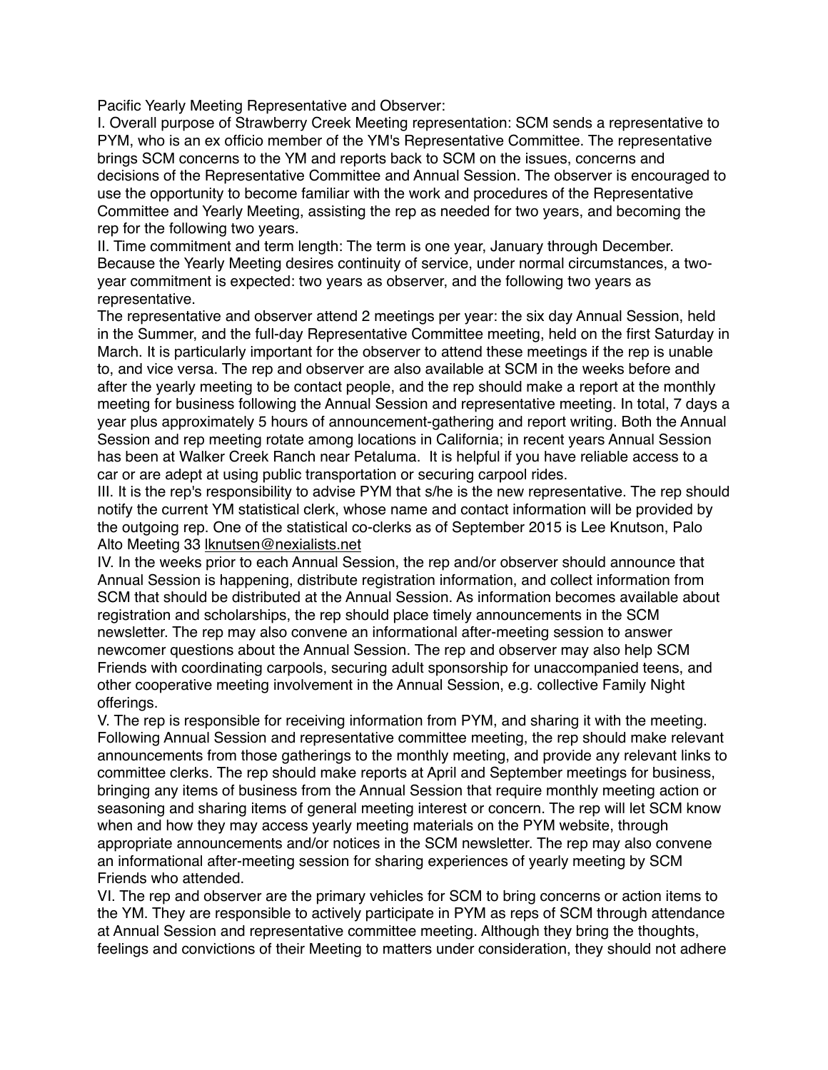Pacific Yearly Meeting Representative and Observer:

I. Overall purpose of Strawberry Creek Meeting representation: SCM sends a representative to PYM, who is an ex officio member of the YM's Representative Committee. The representative brings SCM concerns to the YM and reports back to SCM on the issues, concerns and decisions of the Representative Committee and Annual Session. The observer is encouraged to use the opportunity to become familiar with the work and procedures of the Representative Committee and Yearly Meeting, assisting the rep as needed for two years, and becoming the rep for the following two years.

II. Time commitment and term length: The term is one year, January through December. Because the Yearly Meeting desires continuity of service, under normal circumstances, a two-year commitment is expected: two years as observer, and the following two years as representative.

The representative and observer attend 2 meetings per year: the six day Annual Session, held in the Summer, and the full-day Representative Committee meeting, held on the first Saturday in March. It is particularly important for the observer to attend these meetings if the rep is unable to, and vice versa. The rep and observer are also available at SCM in the weeks before and after the yearly meeting to be contact people, and the rep should make a report at the monthly meeting for business following the Annual Session and representative meeting. In total, 7 days a year plus approximately 5 hours of announcement-gathering and report writing. Both the Annual Session and rep meeting rotate among locations in California; in recent years Annual Session has been at Walker Creek Ranch near Petaluma. It is helpful if you have reliable access to a car or are adept at using public transportation or securing carpool rides.

III. It is the rep's responsibility to advise PYM that s/he is the new representative. The rep should notify the current YM statistical clerk, whose name and contact information will be provided by the outgoing rep. One of the statistical co-clerks as of September 2015 is Lee Knutson, Palo Alto Meeting 33 lknutsen@nexialists.net

IV. In the weeks prior to each Annual Session, the rep and/or observer should announce that Annual Session is happening, distribute registration information, and collect information from SCM that should be distributed at the Annual Session. As information becomes available about registration and scholarships, the rep should place timely announcements in the SCM newsletter. The rep may also convene an informational after-meeting session to answer newcomer questions about the Annual Session. The rep and observer may also help SCM Friends with coordinating carpools, securing adult sponsorship for unaccompanied teens, and other cooperative meeting involvement in the Annual Session, e.g. collective Family Night offerings.

V. The rep is responsible for receiving information from PYM, and sharing it with the meeting. Following Annual Session and representative committee meeting, the rep should make relevant announcements from those gatherings to the monthly meeting, and provide any relevant links to committee clerks. The rep should make reports at April and September meetings for business, bringing any items of business from the Annual Session that require monthly meeting action or seasoning and sharing items of general meeting interest or concern. The rep will let SCM know when and how they may access yearly meeting materials on the PYM website, through appropriate announcements and/or notices in the SCM newsletter. The rep may also convene an informational after-meeting session for sharing experiences of yearly meeting by SCM Friends who attended.

VI. The rep and observer are the primary vehicles for SCM to bring concerns or action items to the YM. They are responsible to actively participate in PYM as reps of SCM through attendance at Annual Session and representative committee meeting. Although they bring the thoughts, feelings and convictions of their Meeting to matters under consideration, they should not adhere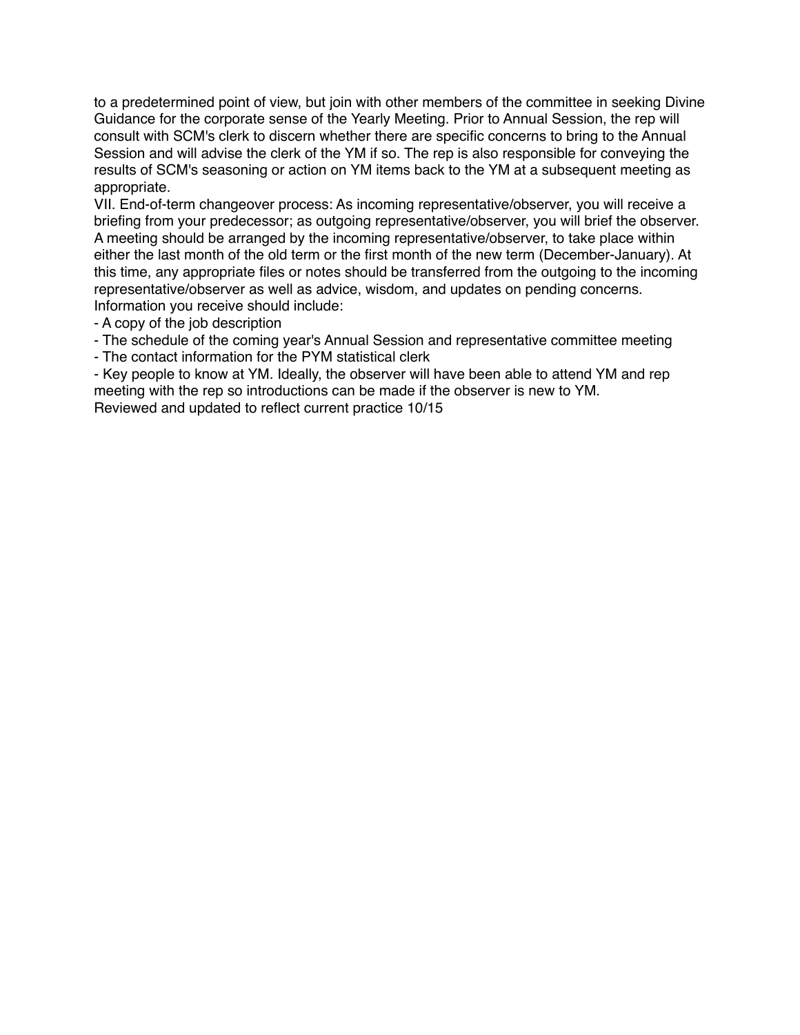to a predetermined point of view, but join with other members of the committee in seeking Divine Guidance for the corporate sense of the Yearly Meeting. Prior to Annual Session, the rep will consult with SCM's clerk to discern whether there are specific concerns to bring to the Annual Session and will advise the clerk of the YM if so. The rep is also responsible for conveying the results of SCM's seasoning or action on YM items back to the YM at a subsequent meeting as appropriate.

VII. End-of-term changeover process: As incoming representative/observer, you will receive a briefing from your predecessor; as outgoing representative/observer, you will brief the observer. A meeting should be arranged by the incoming representative/observer, to take place within either the last month of the old term or the first month of the new term (December-January). At this time, any appropriate files or notes should be transferred from the outgoing to the incoming representative/observer as well as advice, wisdom, and updates on pending concerns. Information you receive should include:

- A copy of the job description
- The schedule of the coming year's Annual Session and representative committee meeting
- The contact information for the PYM statistical clerk
- Key people to know at YM. Ideally, the observer will have been able to attend YM and rep meeting with the rep so introductions can be made if the observer is new to YM.

Reviewed and updated to reflect current practice 10/15